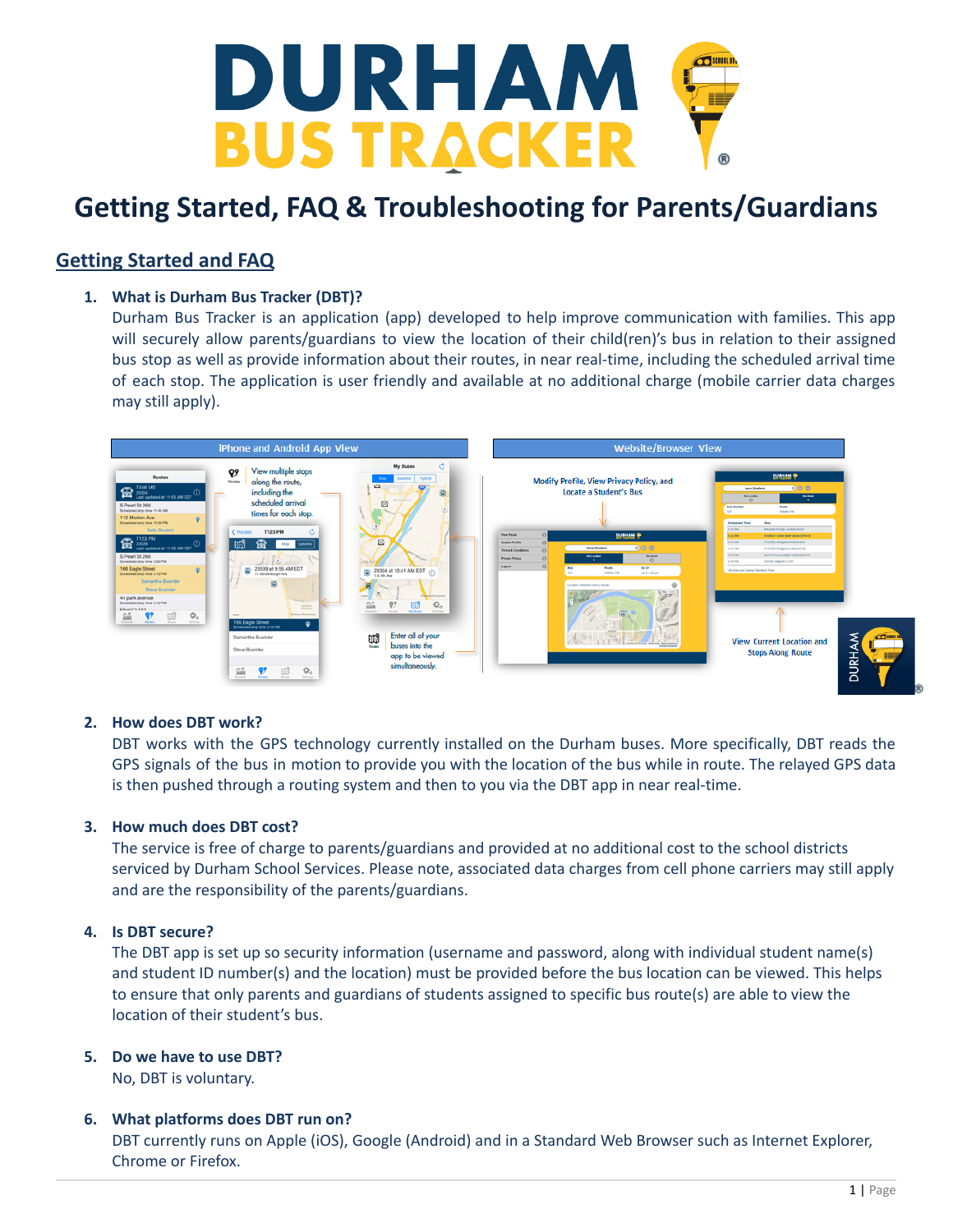# DURHAM BUS TRACKER

# Getting Started, FAQ & Troubleshooting for Parents/Guardians

## Getting Started and FAQ

1. **What is Durham Bus Tracker (DBT)?**
   Durham Bus Tracker is an application (app) developed to help improve communication with families. This app will securely allow parents/guardians to view the location of their child(ren)'s bus in relation to their assigned bus stop as well as provide information about their routes, in near real-time, including the scheduled arrival time of each stop. The application is user friendly and available at no additional charge (mobile carrier data charges may still apply).

iPhone and Android App View

View multiple stops along the route, including the scheduled arrival times for each stop.

Enter all of your buses into the app to be viewed simultaneously.

Website/Browser View

Modify Profile, View Privacy Policy, and Locate a Student's Bus

View Current Location and Stops Along Route

2. **How does DBT work?**
   DBT works with the GPS technology currently installed on the Durham buses. More specifically, DBT reads the GPS signals of the bus in motion to provide you with the location of the bus while in route. The relayed GPS data is then pushed through a routing system and then to you via the DBT app in near real-time.

3. **How much does DBT cost?**
   The service is free of charge to parents/guardians and provided at no additional cost to the school districts serviced by Durham School Services. Please note, associated data charges from cell phone carriers may still apply and are the responsibility of the parents/guardians.

4. **Is DBT secure?**
   The DBT app is set up so security information (username and password, along with individual student name(s) and student ID number(s) and the location) must be provided before the bus location can be viewed. This helps to ensure that only parents and guardians of students assigned to specific bus route(s) are able to view the location of their student's bus.

5. **Do we have to use DBT?**
   No, DBT is voluntary.

6. **What platforms does DBT run on?**
   DBT currently runs on Apple (iOS), Google (Android) and in a Standard Web Browser such as Internet Explorer, Chrome or Firefox.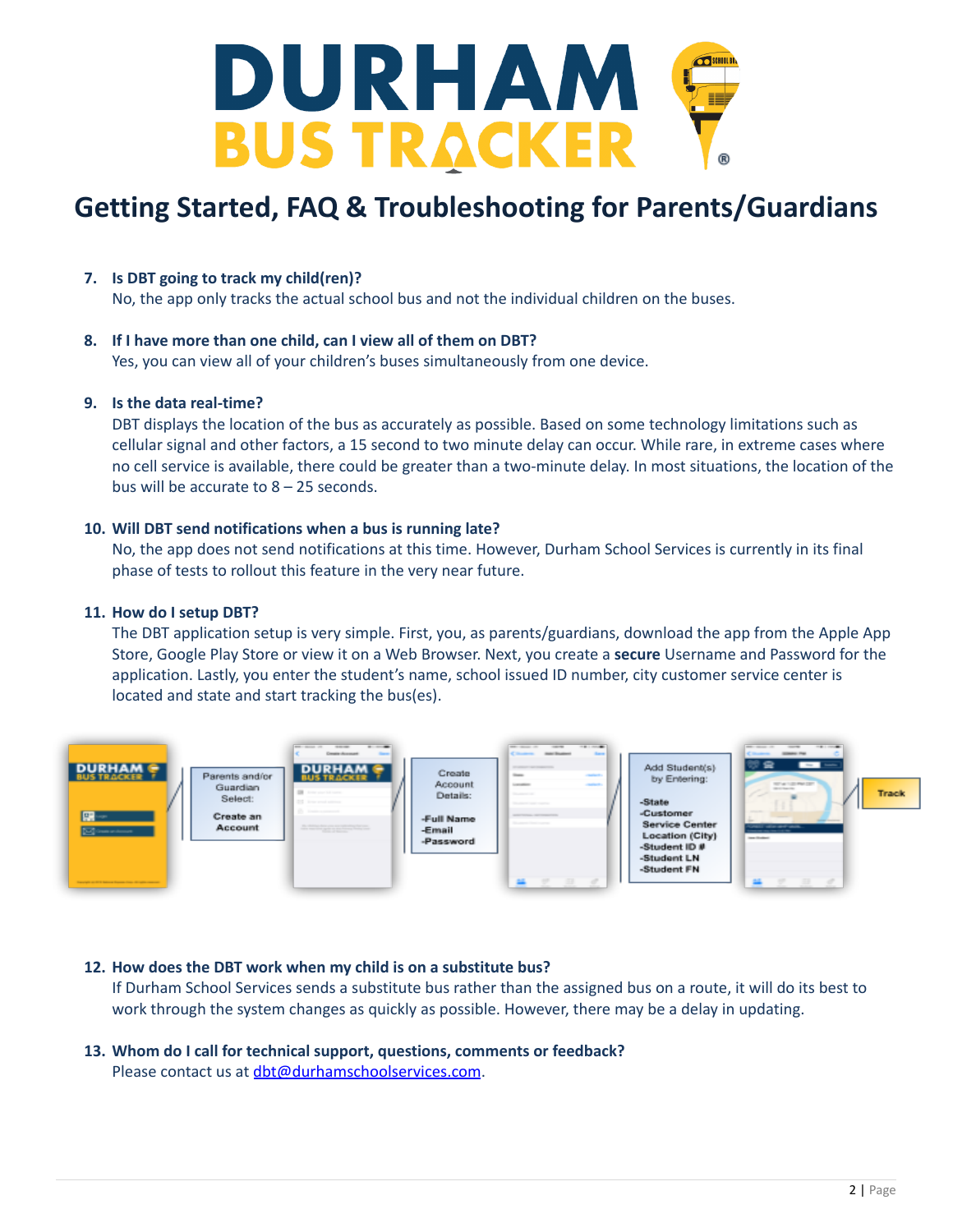# DURHAM BUS TRACKER

## Getting Started, FAQ & Troubleshooting for Parents/Guardians

7. **Is DBT going to track my child(ren)?**
   No, the app only tracks the actual school bus and not the individual children on the buses.

8. **If I have more than one child, can I view all of them on DBT?**
   Yes, you can view all of your children's buses simultaneously from one device.

9. **Is the data real-time?**
   DBT displays the location of the bus as accurately as possible. Based on some technology limitations such as cellular signal and other factors, a 15 second to two minute delay can occur. While rare, in extreme cases where no cell service is available, there could be greater than a two-minute delay. In most situations, the location of the bus will be accurate to 8 – 25 seconds.

10. **Will DBT send notifications when a bus is running late?**
    No, the app does not send notifications at this time. However, Durham School Services is currently in its final phase of tests to rollout this feature in the very near future.

11. **How do I setup DBT?**
    The DBT application setup is very simple. First, you, as parents/guardians, download the app from the Apple App Store, Google Play Store or view it on a Web Browser. Next, you create a **secure** Username and Password for the application. Lastly, you enter the student's name, school issued ID number, city customer service center is located and state and start tracking the bus(es).

Parents and/or Guardian Select: Create an Account

Create Account Details: -Full Name -Email -Password

Add Student(s) by Entering: -State -Customer Service Center Location (City) -Student ID # -Student LN -Student FN

Track

12. **How does the DBT work when my child is on a substitute bus?**
    If Durham School Services sends a substitute bus rather than the assigned bus on a route, it will do its best to work through the system changes as quickly as possible. However, there may be a delay in updating.

13. **Whom do I call for technical support, questions, comments or feedback?**
    Please contact us at dbt@durhamschoolservices.com.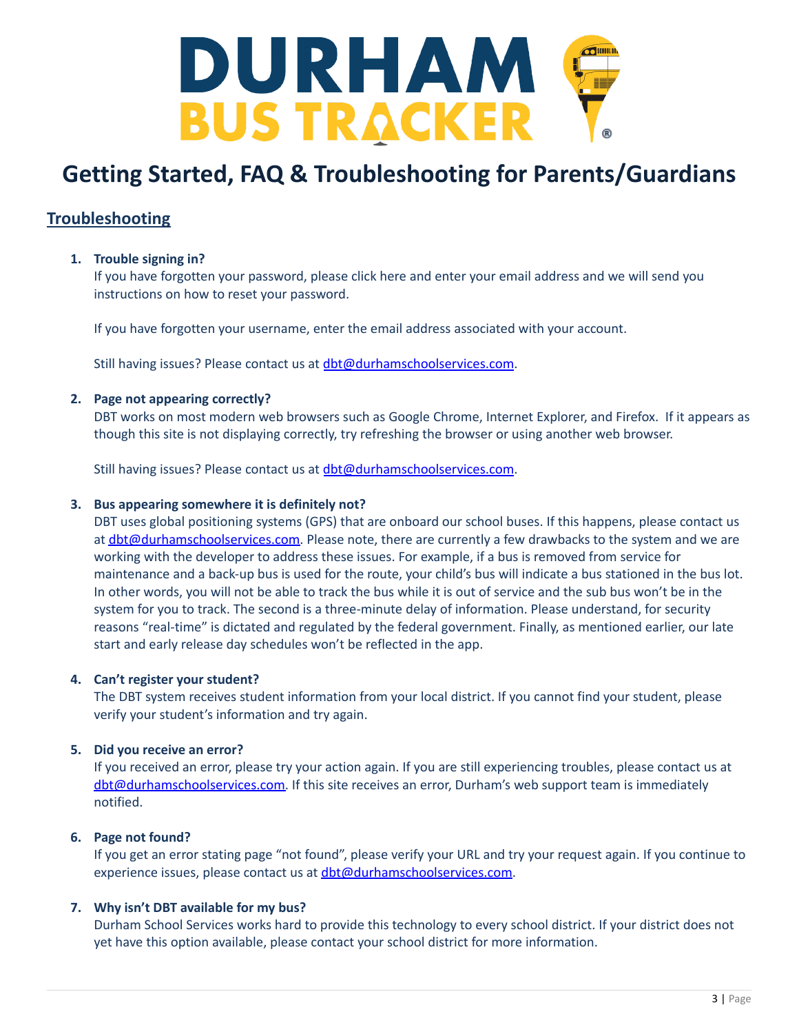# DURHAM BUS TRACKER

# Getting Started, FAQ & Troubleshooting for Parents/Guardians

## Troubleshooting

1. **Trouble signing in?**
   If you have forgotten your password, please click here and enter your email address and we will send you instructions on how to reset your password.

   If you have forgotten your username, enter the email address associated with your account.

   Still having issues? Please contact us at dbt@durhamschoolservices.com.

2. **Page not appearing correctly?**
   DBT works on most modern web browsers such as Google Chrome, Internet Explorer, and Firefox. If it appears as though this site is not displaying correctly, try refreshing the browser or using another web browser.

   Still having issues? Please contact us at dbt@durhamschoolservices.com.

3. **Bus appearing somewhere it is definitely not?**
   DBT uses global positioning systems (GPS) that are onboard our school buses. If this happens, please contact us at dbt@durhamschoolservices.com. Please note, there are currently a few drawbacks to the system and we are working with the developer to address these issues. For example, if a bus is removed from service for maintenance and a back-up bus is used for the route, your child's bus will indicate a bus stationed in the bus lot. In other words, you will not be able to track the bus while it is out of service and the sub bus won't be in the system for you to track. The second is a three-minute delay of information. Please understand, for security reasons "real-time" is dictated and regulated by the federal government. Finally, as mentioned earlier, our late start and early release day schedules won't be reflected in the app.

4. **Can't register your student?**
   The DBT system receives student information from your local district. If you cannot find your student, please verify your student's information and try again.

5. **Did you receive an error?**
   If you received an error, please try your action again. If you are still experiencing troubles, please contact us at dbt@durhamschoolservices.com. If this site receives an error, Durham's web support team is immediately notified.

6. **Page not found?**
   If you get an error stating page "not found", please verify your URL and try your request again. If you continue to experience issues, please contact us at dbt@durhamschoolservices.com.

7. **Why isn't DBT available for my bus?**
   Durham School Services works hard to provide this technology to every school district. If your district does not yet have this option available, please contact your school district for more information.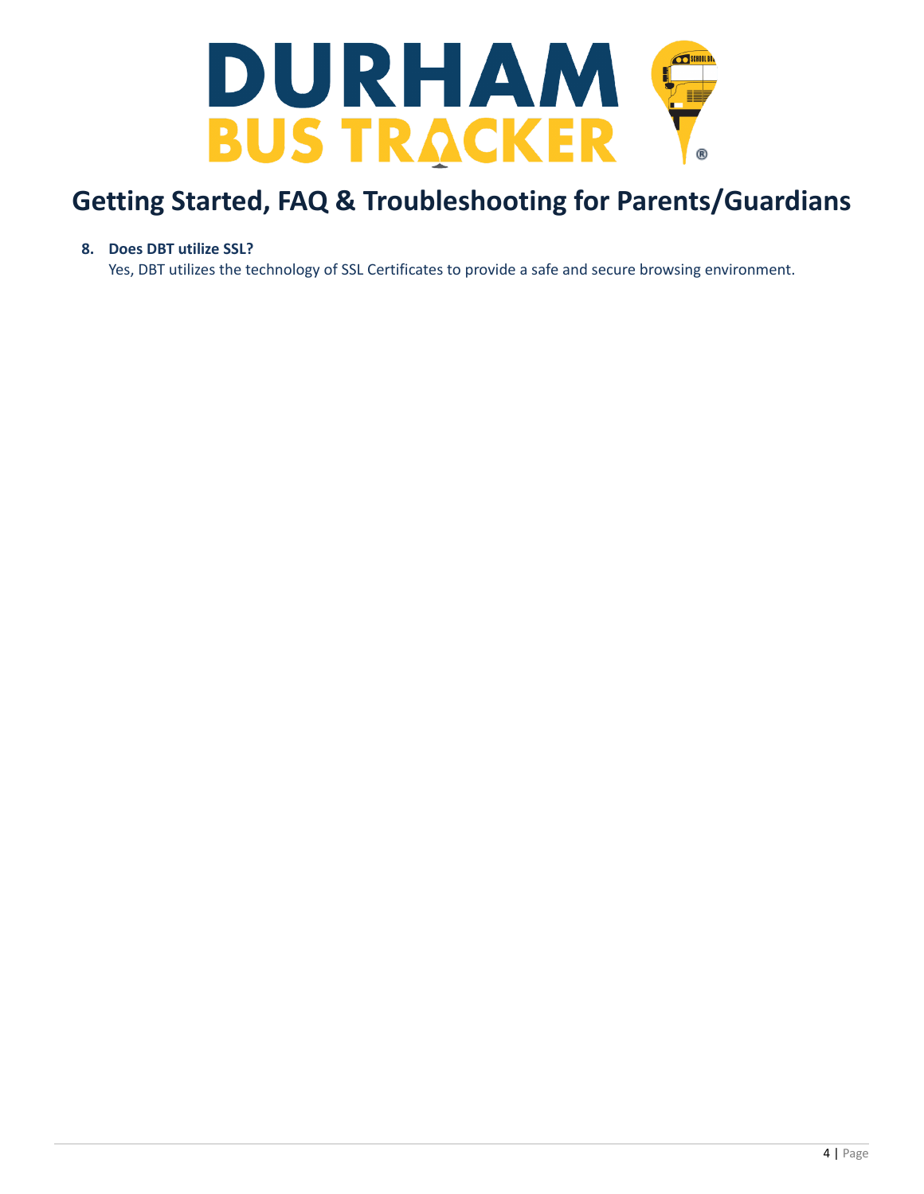8. **Does DBT utilize SSL?**

   Yes, DBT utilizes the technology of SSL Certificates to provide a safe and secure browsing environment.